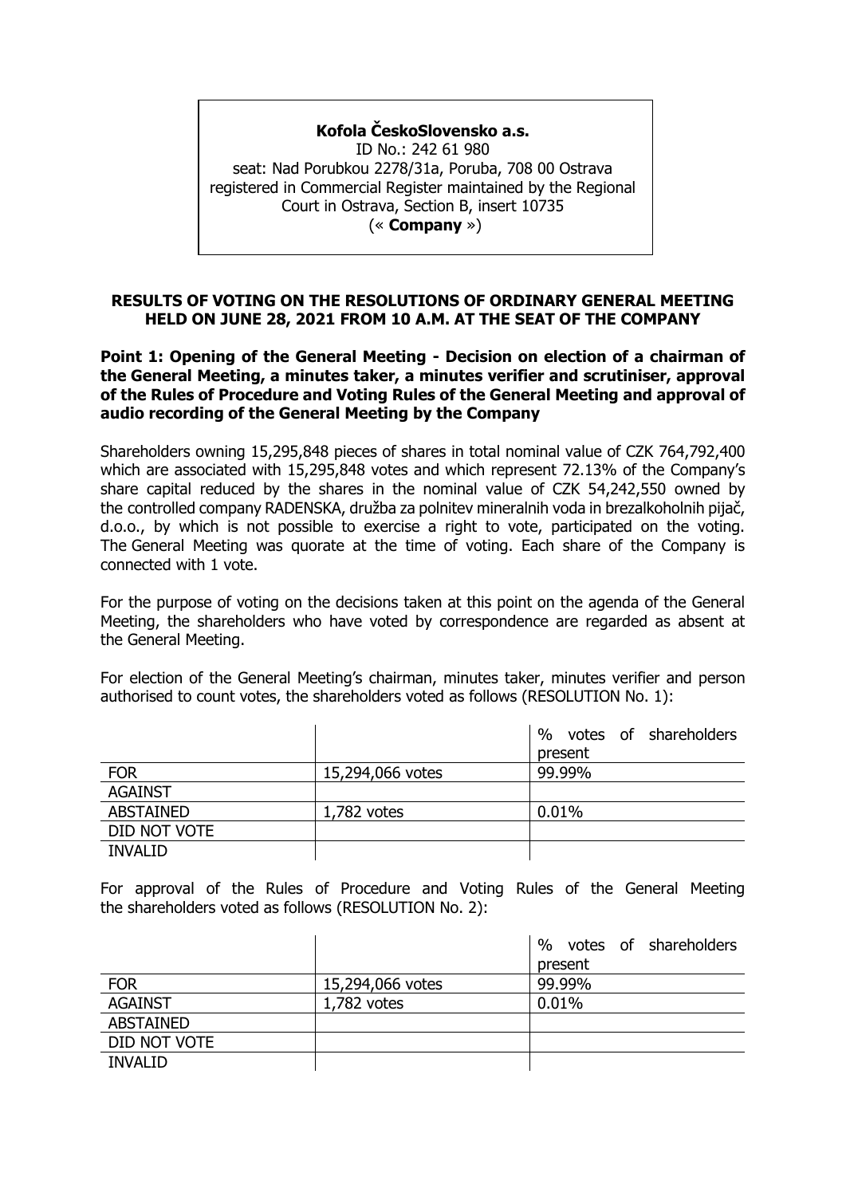**Kofola ČeskoSlovensko a.s.**
ID No.: 242 61 980
seat: Nad Porubkou 2278/31a, Poruba, 708 00 Ostrava
registered in Commercial Register maintained by the Regional Court in Ostrava, Section B, insert 10735
(« **Company** »)

## RESULTS OF VOTING ON THE RESOLUTIONS OF ORDINARY GENERAL MEETING HELD ON JUNE 28, 2021 FROM 10 A.M. AT THE SEAT OF THE COMPANY

### Point 1: Opening of the General Meeting - Decision on election of a chairman of the General Meeting, a minutes taker, a minutes verifier and scrutiniser, approval of the Rules of Procedure and Voting Rules of the General Meeting and approval of audio recording of the General Meeting by the Company

Shareholders owning 15,295,848 pieces of shares in total nominal value of CZK 764,792,400 which are associated with 15,295,848 votes and which represent 72.13% of the Company's share capital reduced by the shares in the nominal value of CZK 54,242,550 owned by the controlled company RADENSKA, družba za polnitev mineralnih voda in brezalkoholnih pijač, d.o.o., by which is not possible to exercise a right to vote, participated on the voting. The General Meeting was quorate at the time of voting. Each share of the Company is connected with 1 vote.

For the purpose of voting on the decisions taken at this point on the agenda of the General Meeting, the shareholders who have voted by correspondence are regarded as absent at the General Meeting.

For election of the General Meeting's chairman, minutes taker, minutes verifier and person authorised to count votes, the shareholders voted as follows (RESOLUTION No. 1):

| | | % votes of shareholders present |
|---|---|---|
| FOR | 15,294,066 votes | 99.99% |
| AGAINST | | |
| ABSTAINED | 1,782 votes | 0.01% |
| DID NOT VOTE | | |
| INVALID | | |

For approval of the Rules of Procedure and Voting Rules of the General Meeting the shareholders voted as follows (RESOLUTION No. 2):

| | | % votes of shareholders present |
|---|---|---|
| FOR | 15,294,066 votes | 99.99% |
| AGAINST | 1,782 votes | 0.01% |
| ABSTAINED | | |
| DID NOT VOTE | | |
| INVALID | | |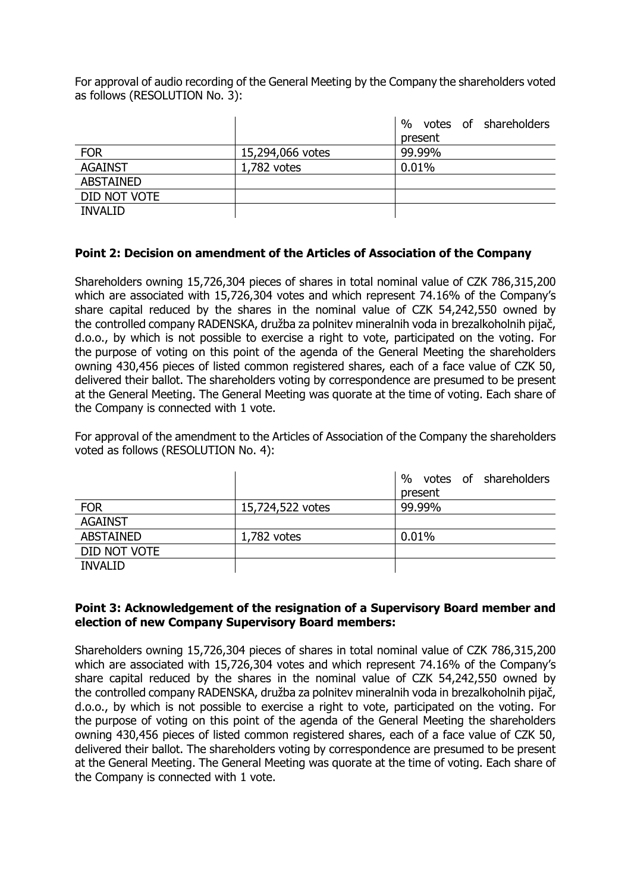For approval of audio recording of the General Meeting by the Company the shareholders voted as follows (RESOLUTION No. 3):

| | | % votes of shareholders present |
|---|---|---|
| FOR | 15,294,066 votes | 99.99% |
| AGAINST | 1,782 votes | 0.01% |
| ABSTAINED | | |
| DID NOT VOTE | | |
| INVALID | | |

**Point 2: Decision on amendment of the Articles of Association of the Company**

Shareholders owning 15,726,304 pieces of shares in total nominal value of CZK 786,315,200 which are associated with 15,726,304 votes and which represent 74.16% of the Company's share capital reduced by the shares in the nominal value of CZK 54,242,550 owned by the controlled company RADENSKA, družba za polnitev mineralnih voda in brezalkoholnih pijač, d.o.o., by which is not possible to exercise a right to vote, participated on the voting. For the purpose of voting on this point of the agenda of the General Meeting the shareholders owning 430,456 pieces of listed common registered shares, each of a face value of CZK 50, delivered their ballot. The shareholders voting by correspondence are presumed to be present at the General Meeting. The General Meeting was quorate at the time of voting. Each share of the Company is connected with 1 vote.

For approval of the amendment to the Articles of Association of the Company the shareholders voted as follows (RESOLUTION No. 4):

| | | % votes of shareholders present |
|---|---|---|
| FOR | 15,724,522 votes | 99.99% |
| AGAINST | | |
| ABSTAINED | 1,782 votes | 0.01% |
| DID NOT VOTE | | |
| INVALID | | |

**Point 3: Acknowledgement of the resignation of a Supervisory Board member and election of new Company Supervisory Board members:**

Shareholders owning 15,726,304 pieces of shares in total nominal value of CZK 786,315,200 which are associated with 15,726,304 votes and which represent 74.16% of the Company's share capital reduced by the shares in the nominal value of CZK 54,242,550 owned by the controlled company RADENSKA, družba za polnitev mineralnih voda in brezalkoholnih pijač, d.o.o., by which is not possible to exercise a right to vote, participated on the voting. For the purpose of voting on this point of the agenda of the General Meeting the shareholders owning 430,456 pieces of listed common registered shares, each of a face value of CZK 50, delivered their ballot. The shareholders voting by correspondence are presumed to be present at the General Meeting. The General Meeting was quorate at the time of voting. Each share of the Company is connected with 1 vote.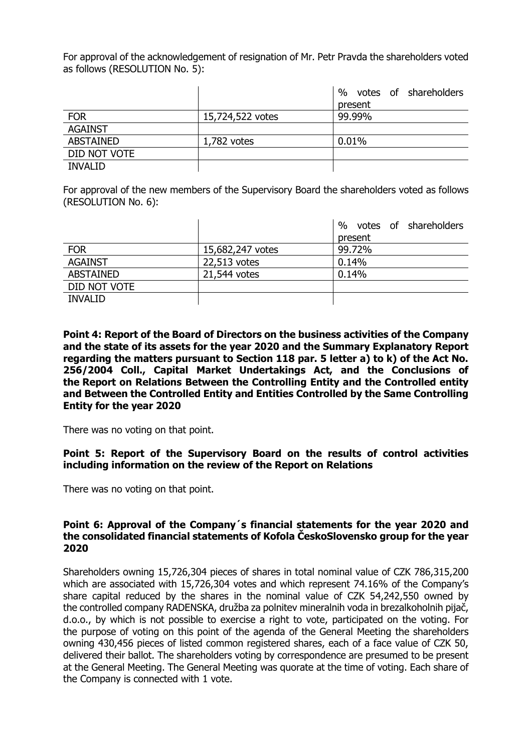For approval of the acknowledgement of resignation of Mr. Petr Pravda the shareholders voted as follows (RESOLUTION No. 5):

| | | % votes of shareholders present |
|---|---|---|
| FOR | 15,724,522 votes | 99.99% |
| AGAINST | | |
| ABSTAINED | 1,782 votes | 0.01% |
| DID NOT VOTE | | |
| INVALID | | |

For approval of the new members of the Supervisory Board the shareholders voted as follows (RESOLUTION No. 6):

| | | % votes of shareholders present |
|---|---|---|
| FOR | 15,682,247 votes | 99.72% |
| AGAINST | 22,513 votes | 0.14% |
| ABSTAINED | 21,544 votes | 0.14% |
| DID NOT VOTE | | |
| INVALID | | |

**Point 4: Report of the Board of Directors on the business activities of the Company and the state of its assets for the year 2020 and the Summary Explanatory Report regarding the matters pursuant to Section 118 par. 5 letter a) to k) of the Act No. 256/2004 Coll., Capital Market Undertakings Act, and the Conclusions of the Report on Relations Between the Controlling Entity and the Controlled entity and Between the Controlled Entity and Entities Controlled by the Same Controlling Entity for the year 2020**

There was no voting on that point.

**Point 5: Report of the Supervisory Board on the results of control activities including information on the review of the Report on Relations**

There was no voting on that point.

**Point 6: Approval of the Company´s financial statements for the year 2020 and the consolidated financial statements of Kofola ČeskoSlovensko group for the year 2020**

Shareholders owning 15,726,304 pieces of shares in total nominal value of CZK 786,315,200 which are associated with 15,726,304 votes and which represent 74.16% of the Company's share capital reduced by the shares in the nominal value of CZK 54,242,550 owned by the controlled company RADENSKA, družba za polnitev mineralnih voda in brezalkoholnih pijač, d.o.o., by which is not possible to exercise a right to vote, participated on the voting. For the purpose of voting on this point of the agenda of the General Meeting the shareholders owning 430,456 pieces of listed common registered shares, each of a face value of CZK 50, delivered their ballot. The shareholders voting by correspondence are presumed to be present at the General Meeting. The General Meeting was quorate at the time of voting. Each share of the Company is connected with 1 vote.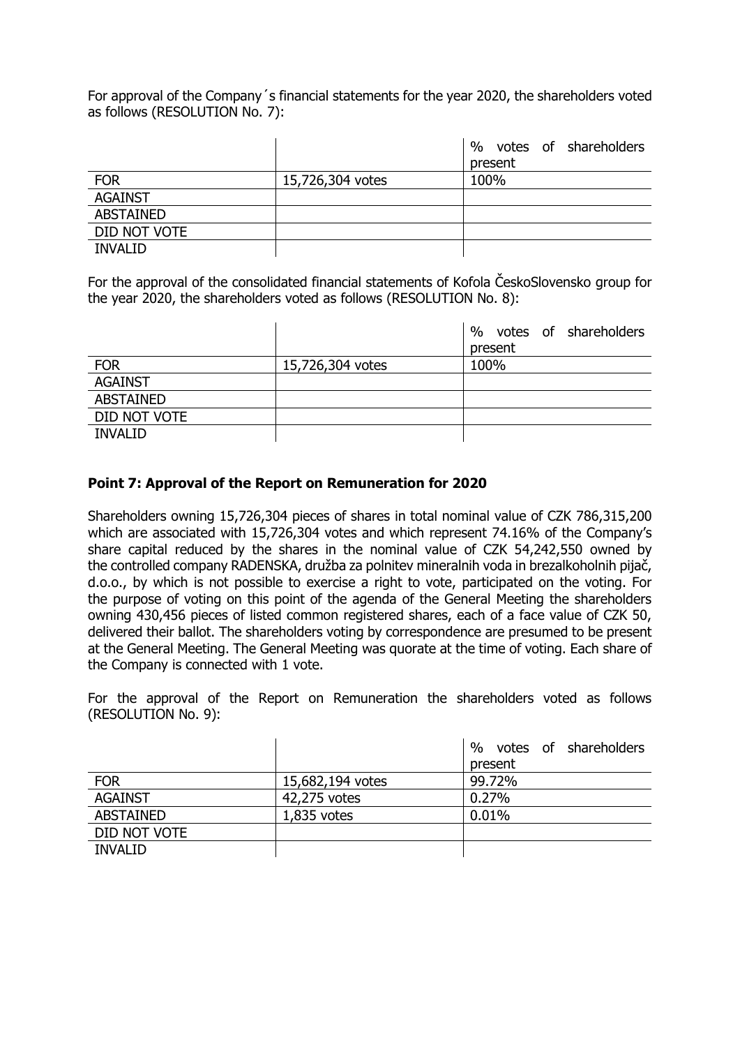For approval of the Company´s financial statements for the year 2020, the shareholders voted as follows (RESOLUTION No. 7):

| | | % votes of shareholders present |
|---|---|---|
| FOR | 15,726,304 votes | 100% |
| AGAINST | | |
| ABSTAINED | | |
| DID NOT VOTE | | |
| INVALID | | |

For the approval of the consolidated financial statements of Kofola ČeskoSlovensko group for the year 2020, the shareholders voted as follows (RESOLUTION No. 8):

| | | % votes of shareholders present |
|---|---|---|
| FOR | 15,726,304 votes | 100% |
| AGAINST | | |
| ABSTAINED | | |
| DID NOT VOTE | | |
| INVALID | | |

**Point 7: Approval of the Report on Remuneration for 2020**

Shareholders owning 15,726,304 pieces of shares in total nominal value of CZK 786,315,200 which are associated with 15,726,304 votes and which represent 74.16% of the Company's share capital reduced by the shares in the nominal value of CZK 54,242,550 owned by the controlled company RADENSKA, družba za polnitev mineralnih voda in brezalkoholnih pijač, d.o.o., by which is not possible to exercise a right to vote, participated on the voting. For the purpose of voting on this point of the agenda of the General Meeting the shareholders owning 430,456 pieces of listed common registered shares, each of a face value of CZK 50, delivered their ballot. The shareholders voting by correspondence are presumed to be present at the General Meeting. The General Meeting was quorate at the time of voting. Each share of the Company is connected with 1 vote.

For the approval of the Report on Remuneration the shareholders voted as follows (RESOLUTION No. 9):

| | | % votes of shareholders present |
|---|---|---|
| FOR | 15,682,194 votes | 99.72% |
| AGAINST | 42,275 votes | 0.27% |
| ABSTAINED | 1,835 votes | 0.01% |
| DID NOT VOTE | | |
| INVALID | | |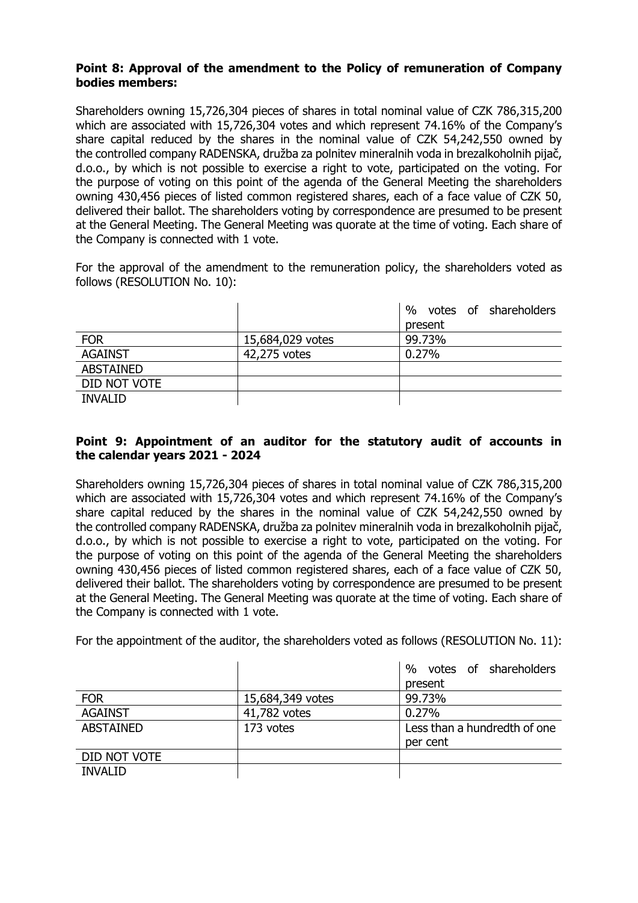**Point 8: Approval of the amendment to the Policy of remuneration of Company bodies members:**

Shareholders owning 15,726,304 pieces of shares in total nominal value of CZK 786,315,200 which are associated with 15,726,304 votes and which represent 74.16% of the Company's share capital reduced by the shares in the nominal value of CZK 54,242,550 owned by the controlled company RADENSKA, družba za polnitev mineralnih voda in brezalkoholnih pijač, d.o.o., by which is not possible to exercise a right to vote, participated on the voting. For the purpose of voting on this point of the agenda of the General Meeting the shareholders owning 430,456 pieces of listed common registered shares, each of a face value of CZK 50, delivered their ballot. The shareholders voting by correspondence are presumed to be present at the General Meeting. The General Meeting was quorate at the time of voting. Each share of the Company is connected with 1 vote.

For the approval of the amendment to the remuneration policy, the shareholders voted as follows (RESOLUTION No. 10):

| | | % votes of shareholders present |
|---|---|---|
| FOR | 15,684,029 votes | 99.73% |
| AGAINST | 42,275 votes | 0.27% |
| ABSTAINED | | |
| DID NOT VOTE | | |
| INVALID | | |

**Point 9: Appointment of an auditor for the statutory audit of accounts in the calendar years 2021 - 2024**

Shareholders owning 15,726,304 pieces of shares in total nominal value of CZK 786,315,200 which are associated with 15,726,304 votes and which represent 74.16% of the Company's share capital reduced by the shares in the nominal value of CZK 54,242,550 owned by the controlled company RADENSKA, družba za polnitev mineralnih voda in brezalkoholnih pijač, d.o.o., by which is not possible to exercise a right to vote, participated on the voting. For the purpose of voting on this point of the agenda of the General Meeting the shareholders owning 430,456 pieces of listed common registered shares, each of a face value of CZK 50, delivered their ballot. The shareholders voting by correspondence are presumed to be present at the General Meeting. The General Meeting was quorate at the time of voting. Each share of the Company is connected with 1 vote.

For the appointment of the auditor, the shareholders voted as follows (RESOLUTION No. 11):

| | | % votes of shareholders present |
|---|---|---|
| FOR | 15,684,349 votes | 99.73% |
| AGAINST | 41,782 votes | 0.27% |
| ABSTAINED | 173 votes | Less than a hundredth of one per cent |
| DID NOT VOTE | | |
| INVALID | | |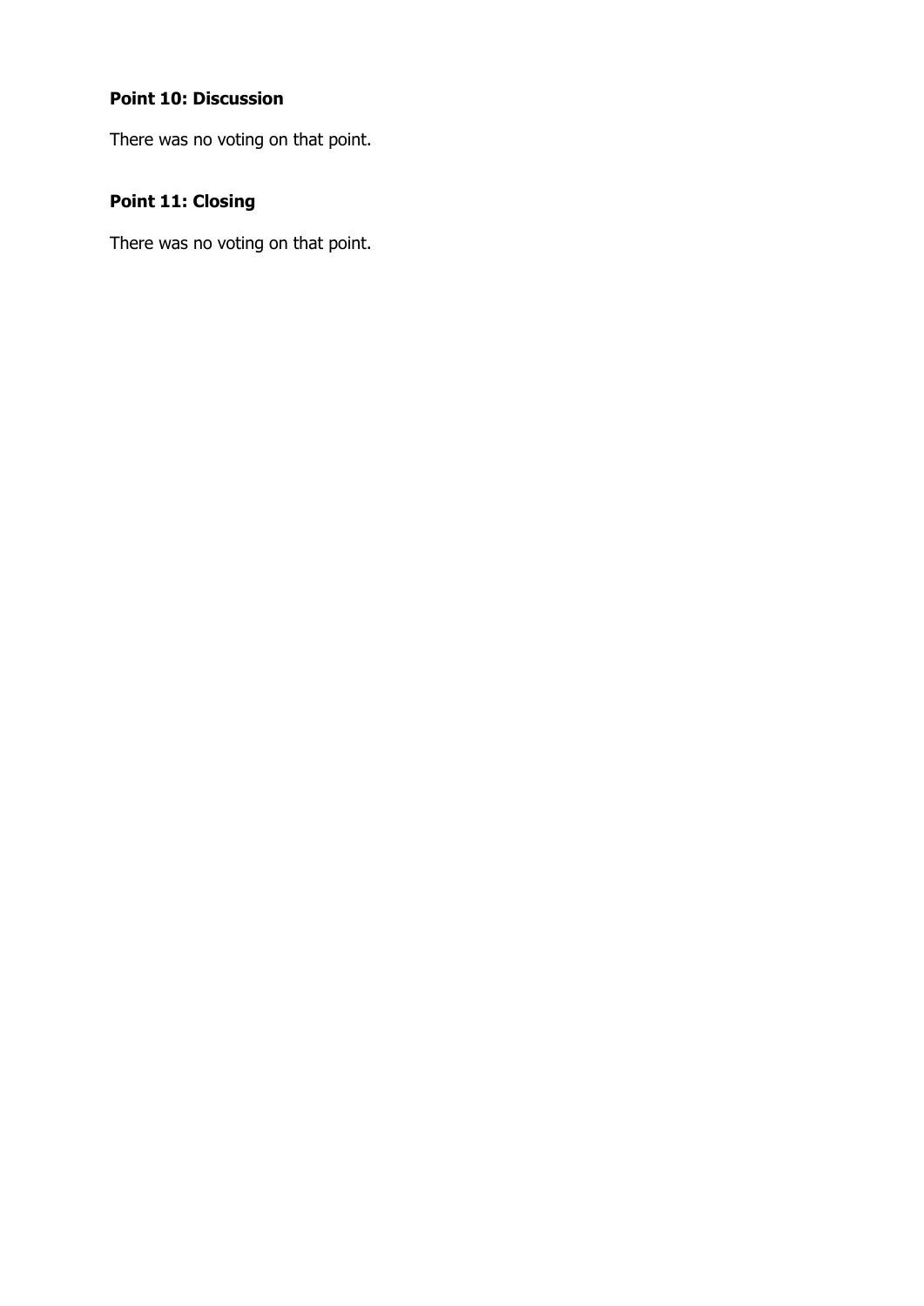**Point 10: Discussion**

There was no voting on that point.

**Point 11: Closing**

There was no voting on that point.